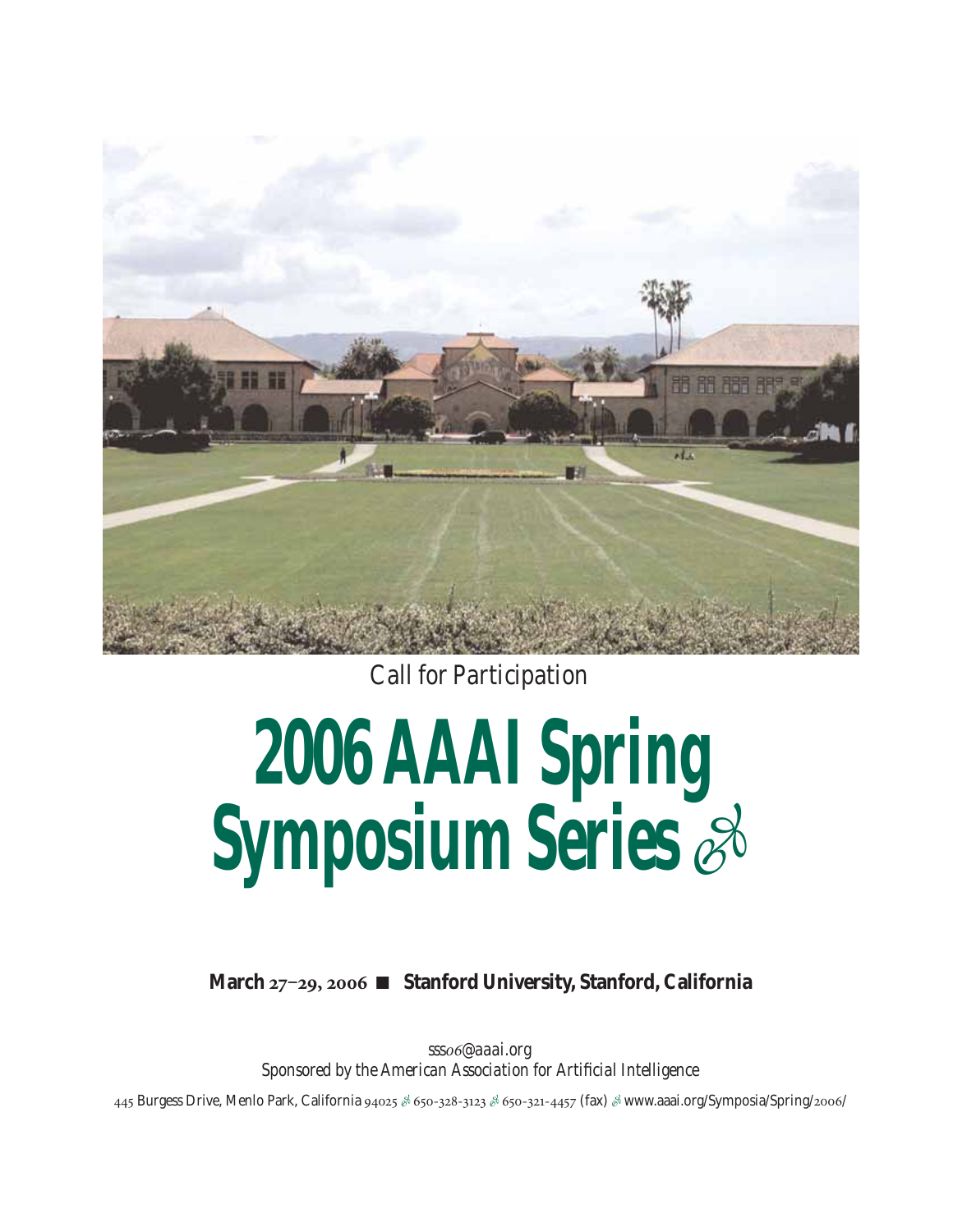Call for Participation

# 2006 AAAI Spring Symposium Series

**March 27–29, 2006 ■ Stanford University, Stanford, California**

*sss06@aaai.org*

*Sponsored by the American Association for Artificial Intelligence*

445 Burgess Drive, Menlo Park, California 94025 · 650-328-3123 · 650-321-4457 (fax) · www.aaai.org/Symposia/Spring/2006/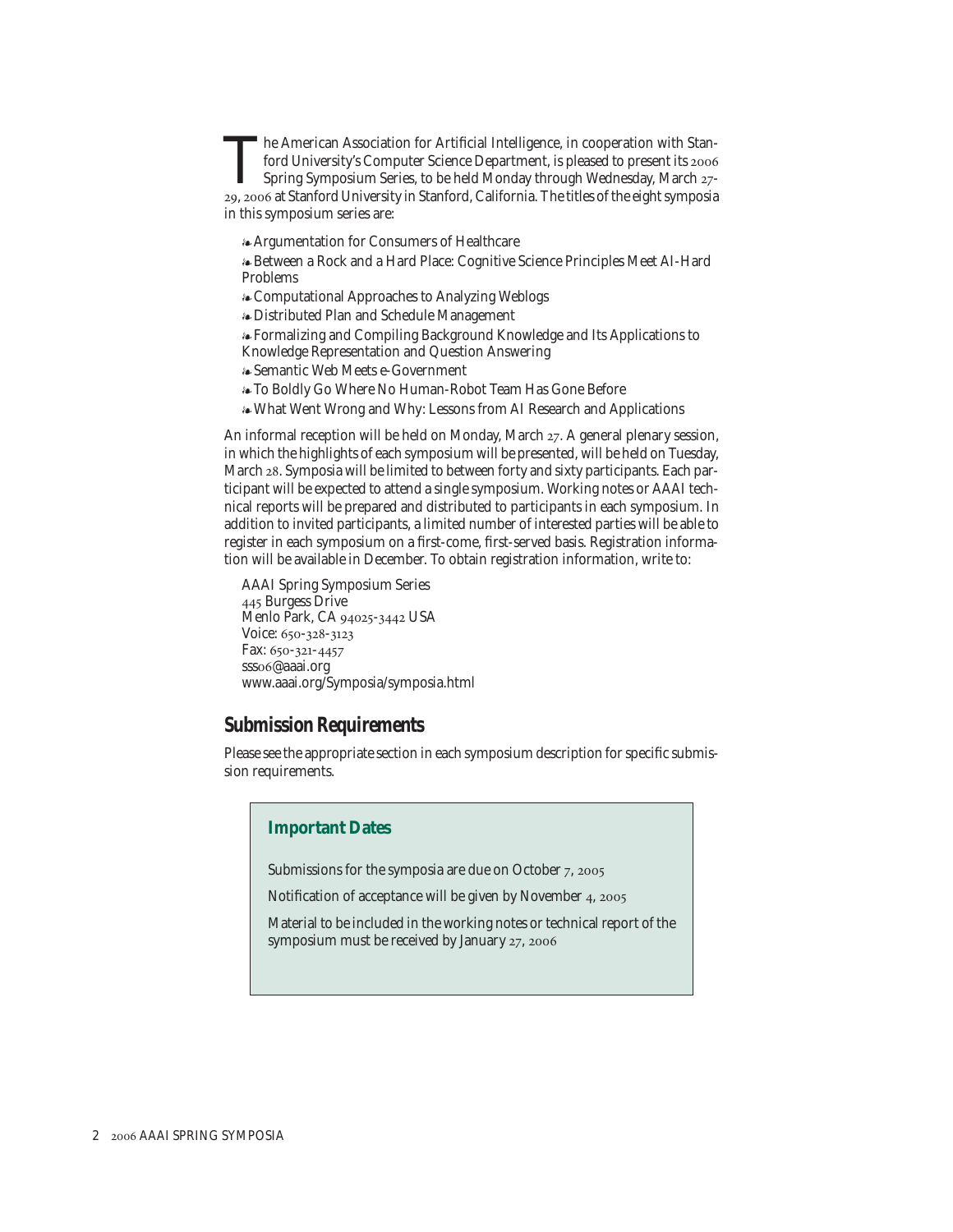The American Association for Artificial Intelligence, in cooperation with Stanford University's Computer Science Department, is pleased to present its 2006 Spring Symposium Series, to be held Monday through Wednesday, March 27-29, 2006 at Stanford University in Stanford, California. The titles of the eight symposia in this symposium series are:

- Argumentation for Consumers of Healthcare
- Between a Rock and a Hard Place: Cognitive Science Principles Meet AI-Hard Problems
- Computational Approaches to Analyzing Weblogs
- Distributed Plan and Schedule Management
- Formalizing and Compiling Background Knowledge and Its Applications to Knowledge Representation and Question Answering
- Semantic Web Meets e-Government
- To Boldly Go Where No Human-Robot Team Has Gone Before
- What Went Wrong and Why: Lessons from AI Research and Applications

An informal reception will be held on Monday, March 27. A general plenary session, in which the highlights of each symposium will be presented, will be held on Tuesday, March 28. Symposia will be limited to between forty and sixty participants. Each participant will be expected to attend a single symposium. Working notes or AAAI technical reports will be prepared and distributed to participants in each symposium. In addition to invited participants, a limited number of interested parties will be able to register in each symposium on a first-come, first-served basis. Registration information will be available in December. To obtain registration information, write to:

AAAI Spring Symposium Series  
445 Burgess Drive  
Menlo Park, CA 94025-3442 USA  
Voice: 650-328-3123  
Fax: 650-321-4457  
sss06@aaai.org  
www.aaai.org/Symposia/symposia.html

## Submission Requirements

Please see the appropriate section in each symposium description for specific submission requirements.

### Important Dates

Submissions for the symposia are due on October 7, 2005

Notification of acceptance will be given by November 4, 2005

Material to be included in the working notes or technical report of the symposium must be received by January 27, 2006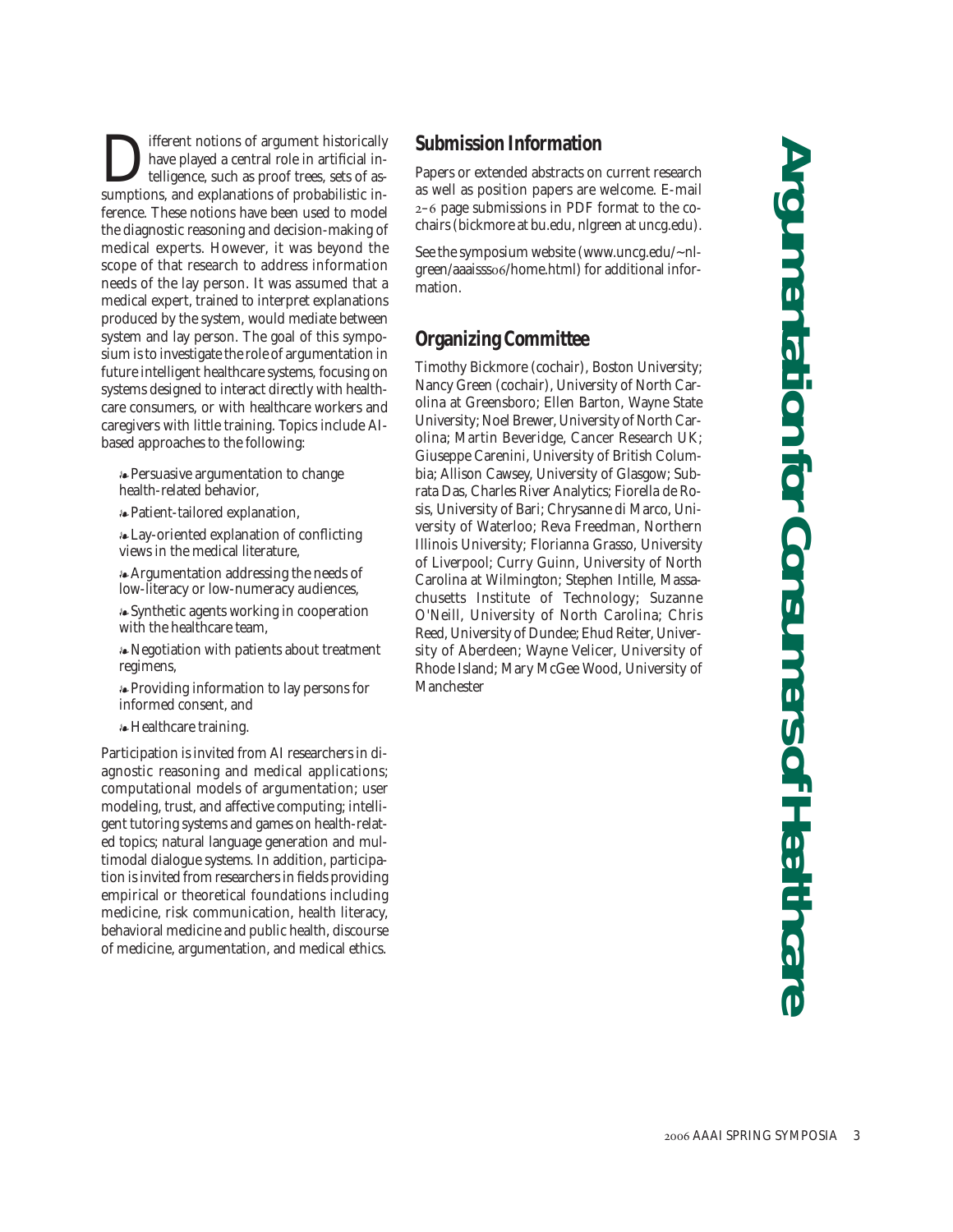# Argumentation for Consumers of Healthcare

Different notions of argument historically have played a central role in artificial intelligence, such as proof trees, sets of assumptions, and explanations of probabilistic inference. These notions have been used to model the diagnostic reasoning and decision-making of medical experts. However, it was beyond the scope of that research to address information needs of the lay person. It was assumed that a medical expert, trained to interpret explanations produced by the system, would mediate between system and lay person. The goal of this symposium is to investigate the role of argumentation in future intelligent healthcare systems, focusing on systems designed to interact directly with healthcare consumers, or with healthcare workers and caregivers with little training. Topics include AI-based approaches to the following:

- Persuasive argumentation to change health-related behavior,
- Patient-tailored explanation,
- Lay-oriented explanation of conflicting views in the medical literature,
- Argumentation addressing the needs of low-literacy or low-numeracy audiences,
- Synthetic agents working in cooperation with the healthcare team,
- Negotiation with patients about treatment regimens,
- Providing information to lay persons for informed consent, and
- Healthcare training.

Participation is invited from AI researchers in diagnostic reasoning and medical applications; computational models of argumentation; user modeling, trust, and affective computing; intelligent tutoring systems and games on health-related topics; natural language generation and multimodal dialogue systems. In addition, participation is invited from researchers in fields providing empirical or theoretical foundations including medicine, risk communication, health literacy, behavioral medicine and public health, discourse of medicine, argumentation, and medical ethics.

## Submission Information

Papers or extended abstracts on current research as well as position papers are welcome. E-mail 2–6 page submissions in PDF format to the cochairs (bickmore at bu.edu, nlgreen at uncg.edu).

See the symposium website (www.uncg.edu/~nlgreen/aaaisss06/home.html) for additional information.

## Organizing Committee

Timothy Bickmore (cochair), Boston University; Nancy Green (cochair), University of North Carolina at Greensboro; Ellen Barton, Wayne State University; Noel Brewer, University of North Carolina; Martin Beveridge, Cancer Research UK; Giuseppe Carenini, University of British Columbia; Allison Cawsey, University of Glasgow; Subrata Das, Charles River Analytics; Fiorella de Rosis, University of Bari; Chrysanne di Marco, University of Waterloo; Reva Freedman, Northern Illinois University; Florianna Grasso, University of Liverpool; Curry Guinn, University of North Carolina at Wilmington; Stephen Intille, Massachusetts Institute of Technology; Suzanne O'Neill, University of North Carolina; Chris Reed, University of Dundee; Ehud Reiter, University of Aberdeen; Wayne Velicer, University of Rhode Island; Mary McGee Wood, University of Manchester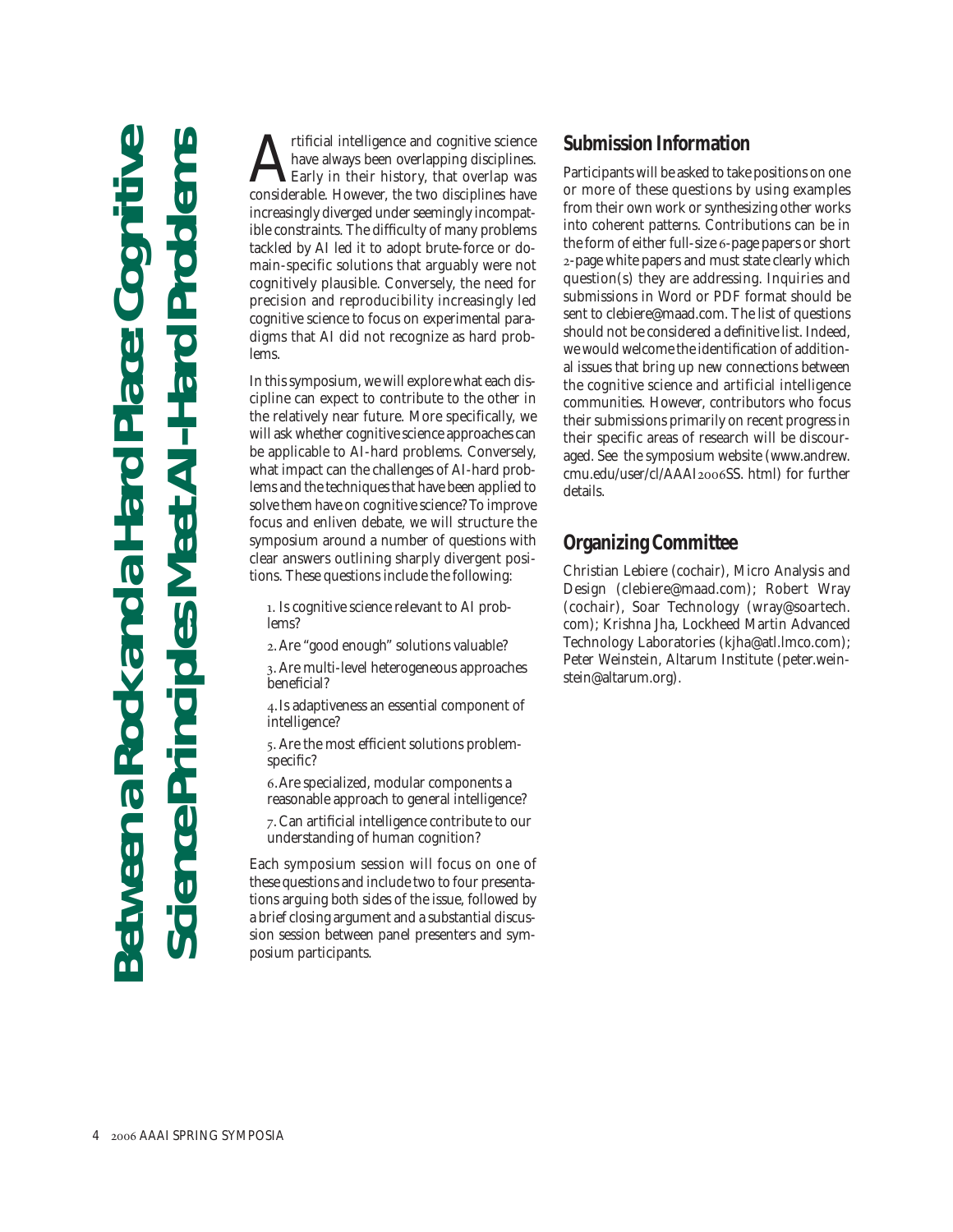# Between a Rock and a Hard Place: Cognitive Science Principles Meet AI-Hard Problems

Artificial intelligence and cognitive science have always been overlapping disciplines. Early in their history, that overlap was considerable. However, the two disciplines have increasingly diverged under seemingly incompatible constraints. The difficulty of many problems tackled by AI led it to adopt brute-force or domain-specific solutions that arguably were not cognitively plausible. Conversely, the need for precision and reproducibility increasingly led cognitive science to focus on experimental paradigms that AI did not recognize as hard problems.

In this symposium, we will explore what each discipline can expect to contribute to the other in the relatively near future. More specifically, we will ask whether cognitive science approaches can be applicable to AI-hard problems. Conversely, what impact can the challenges of AI-hard problems and the techniques that have been applied to solve them have on cognitive science? To improve focus and enliven debate, we will structure the symposium around a number of questions with clear answers outlining sharply divergent positions. These questions include the following:

1. Is cognitive science relevant to AI problems?
2. Are "good enough" solutions valuable?
3. Are multi-level heterogeneous approaches beneficial?
4. Is adaptiveness an essential component of intelligence?
5. Are the most efficient solutions problem-specific?
6. Are specialized, modular components a reasonable approach to general intelligence?
7. Can artificial intelligence contribute to our understanding of human cognition?

Each symposium session will focus on one of these questions and include two to four presentations arguing both sides of the issue, followed by a brief closing argument and a substantial discussion session between panel presenters and symposium participants.

## Submission Information

Participants will be asked to take positions on one or more of these questions by using examples from their own work or synthesizing other works into coherent patterns. Contributions can be in the form of either full-size 6-page papers or short 2-page white papers and must state clearly which question(s) they are addressing. Inquiries and submissions in Word or PDF format should be sent to clebiere@maad.com. The list of questions should not be considered a definitive list. Indeed, we would welcome the identification of additional issues that bring up new connections between the cognitive science and artificial intelligence communities. However, contributors who focus their submissions primarily on recent progress in their specific areas of research will be discouraged. See the symposium website (www.andrew.cmu.edu/user/cl/AAAI2006SS.html) for further details.

## Organizing Committee

Christian Lebiere (cochair), Micro Analysis and Design (clebiere@maad.com); Robert Wray (cochair), Soar Technology (wray@soartech.com); Krishna Jha, Lockheed Martin Advanced Technology Laboratories (kjha@atl.lmco.com); Peter Weinstein, Altarum Institute (peter.weinstein@altarum.org).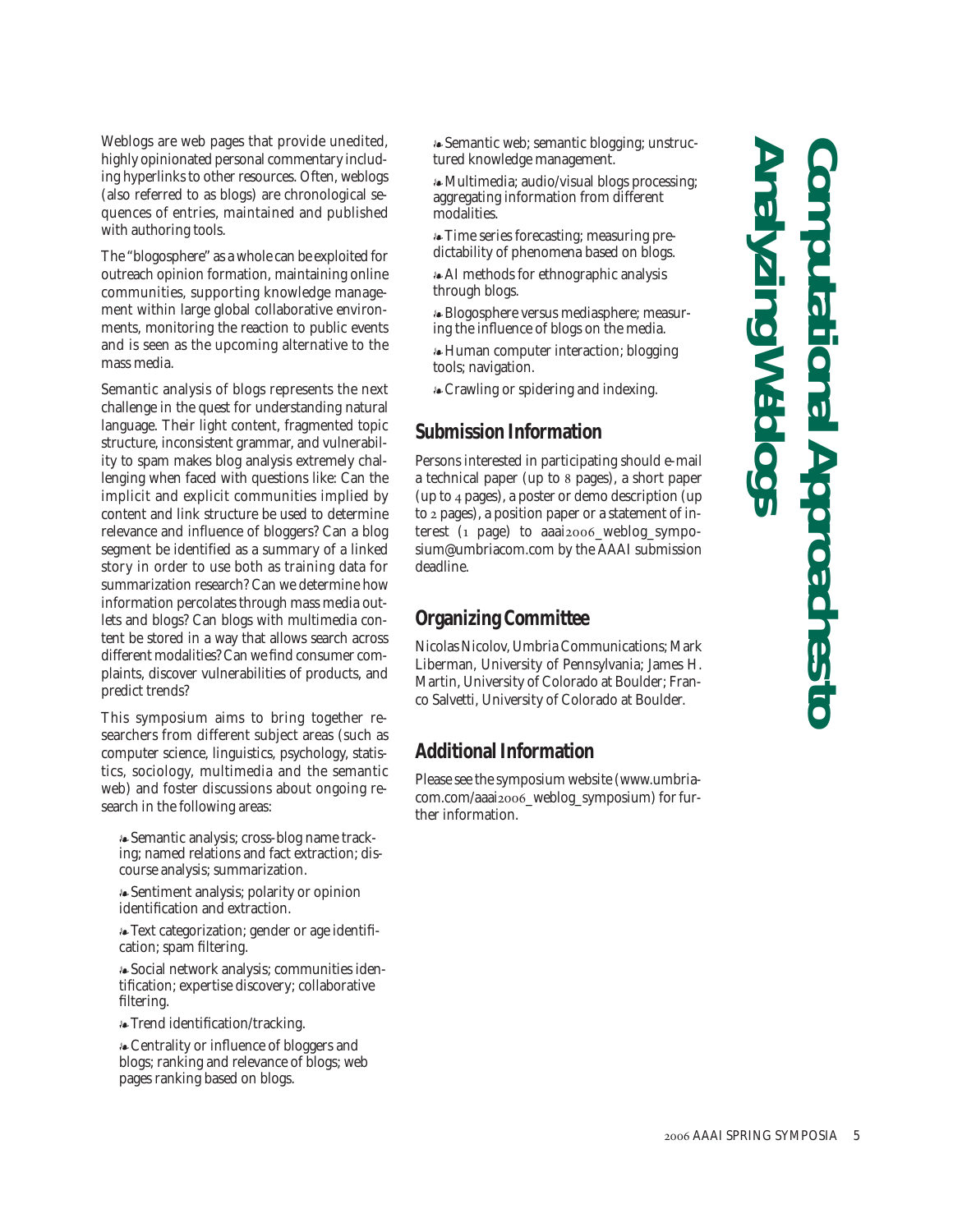# Computational Approaches to Analyzing Weblogs

Weblogs are web pages that provide unedited, highly opinionated personal commentary including hyperlinks to other resources. Often, weblogs (also referred to as blogs) are chronological sequences of entries, maintained and published with authoring tools.

The "blogosphere" as a whole can be exploited for outreach opinion formation, maintaining online communities, supporting knowledge management within large global collaborative environments, monitoring the reaction to public events and is seen as the upcoming alternative to the mass media.

Semantic analysis of blogs represents the next challenge in the quest for understanding natural language. Their light content, fragmented topic structure, inconsistent grammar, and vulnerability to spam makes blog analysis extremely challenging when faced with questions like: Can the implicit and explicit communities implied by content and link structure be used to determine relevance and influence of bloggers? Can a blog segment be identified as a summary of a linked story in order to use both as training data for summarization research? Can we determine how information percolates through mass media outlets and blogs? Can blogs with multimedia content be stored in a way that allows search across different modalities? Can we find consumer complaints, discover vulnerabilities of products, and predict trends?

This symposium aims to bring together researchers from different subject areas (such as computer science, linguistics, psychology, statistics, sociology, multimedia and the semantic web) and foster discussions about ongoing research in the following areas:

- Semantic analysis; cross-blog name tracking; named relations and fact extraction; discourse analysis; summarization.
- Sentiment analysis; polarity or opinion identification and extraction.
- Text categorization; gender or age identification; spam filtering.
- Social network analysis; communities identification; expertise discovery; collaborative filtering.
- Trend identification/tracking.
- Centrality or influence of bloggers and blogs; ranking and relevance of blogs; web pages ranking based on blogs.
- Semantic web; semantic blogging; unstructured knowledge management.
- Multimedia; audio/visual blogs processing; aggregating information from different modalities.
- Time series forecasting; measuring predictability of phenomena based on blogs.
- AI methods for ethnographic analysis through blogs.
- Blogosphere versus mediasphere; measuring the influence of blogs on the media.
- Human computer interaction; blogging tools; navigation.
- Crawling or spidering and indexing.

## Submission Information

Persons interested in participating should e-mail a technical paper (up to 8 pages), a short paper (up to 4 pages), a poster or demo description (up to 2 pages), a position paper or a statement of interest (1 page) to aaai2006_weblog_symposium@umbriacom.com by the AAAI submission deadline.

## Organizing Committee

Nicolas Nicolov, Umbria Communications; Mark Liberman, University of Pennsylvania; James H. Martin, University of Colorado at Boulder; Franco Salvetti, University of Colorado at Boulder.

## Additional Information

Please see the symposium website (www.umbriacom.com/aaai2006_weblog_symposium) for further information.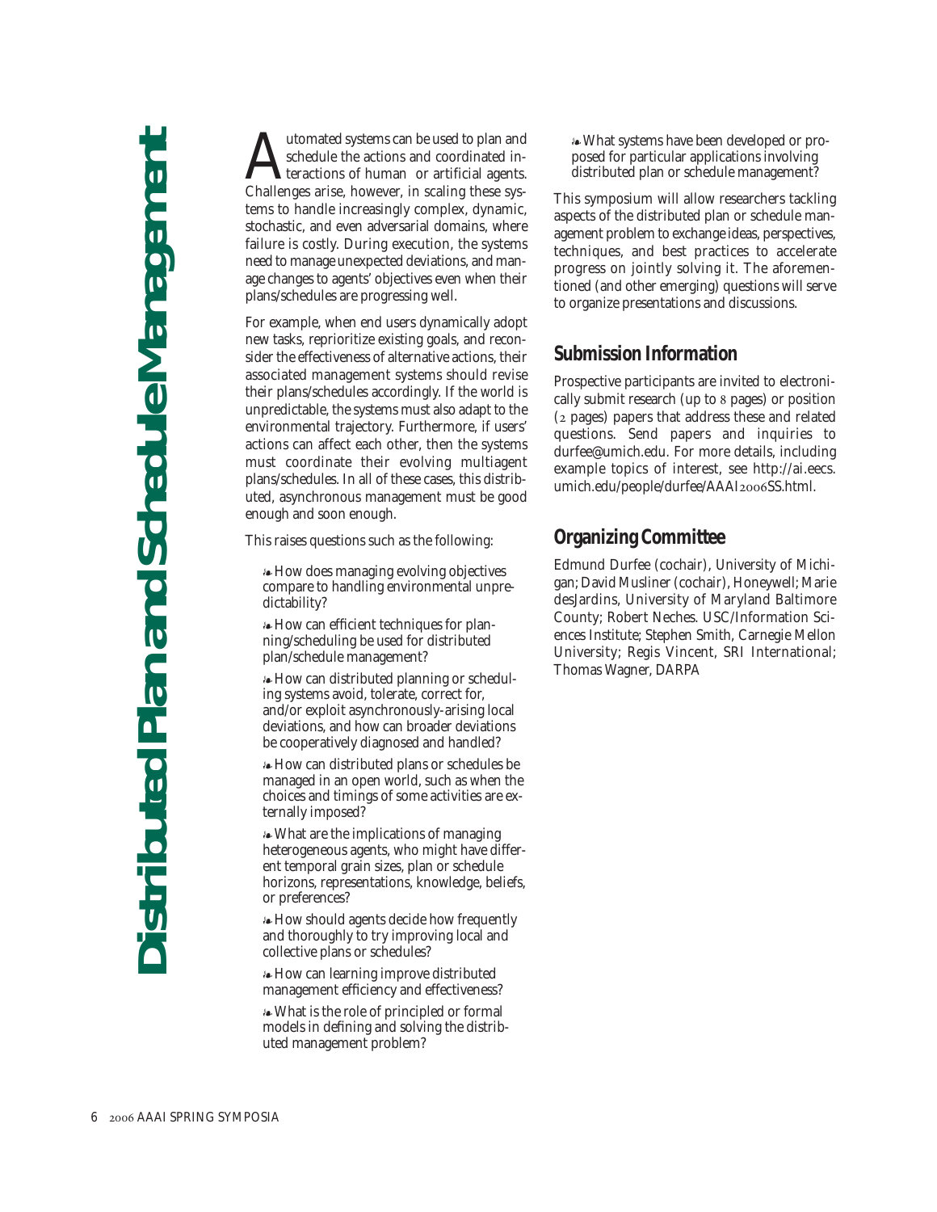# Distributed Plan and Schedule Management

Automated systems can be used to plan and schedule the actions and coordinated interactions of human or artificial agents. Challenges arise, however, in scaling these systems to handle increasingly complex, dynamic, stochastic, and even adversarial domains, where failure is costly. During execution, the systems need to manage unexpected deviations, and manage changes to agents' objectives even when their plans/schedules are progressing well.

For example, when end users dynamically adopt new tasks, reprioritize existing goals, and reconsider the effectiveness of alternative actions, their associated management systems should revise their plans/schedules accordingly. If the world is unpredictable, the systems must also adapt to the environmental trajectory. Furthermore, if users' actions can affect each other, then the systems must coordinate their evolving multiagent plans/schedules. In all of these cases, this distributed, asynchronous management must be good enough and soon enough.

This raises questions such as the following:

- How does managing evolving objectives compare to handling environmental unpredictability?
- How can efficient techniques for planning/scheduling be used for distributed plan/schedule management?
- How can distributed planning or scheduling systems avoid, tolerate, correct for, and/or exploit asynchronously-arising local deviations, and how can broader deviations be cooperatively diagnosed and handled?
- How can distributed plans or schedules be managed in an open world, such as when the choices and timings of some activities are externally imposed?
- What are the implications of managing heterogeneous agents, who might have different temporal grain sizes, plan or schedule horizons, representations, knowledge, beliefs, or preferences?
- How should agents decide how frequently and thoroughly to try improving local and collective plans or schedules?
- How can learning improve distributed management efficiency and effectiveness?
- What is the role of principled or formal models in defining and solving the distributed management problem?
- What systems have been developed or proposed for particular applications involving distributed plan or schedule management?

This symposium will allow researchers tackling aspects of the distributed plan or schedule management problem to exchange ideas, perspectives, techniques, and best practices to accelerate progress on jointly solving it. The aforementioned (and other emerging) questions will serve to organize presentations and discussions.

## Submission Information

Prospective participants are invited to electronically submit research (up to 8 pages) or position (2 pages) papers that address these and related questions. Send papers and inquiries to durfee@umich.edu. For more details, including example topics of interest, see http://ai.eecs.umich.edu/people/durfee/AAAI2006SS.html.

## Organizing Committee

Edmund Durfee (cochair), University of Michigan; David Musliner (cochair), Honeywell; Marie desJardins, University of Maryland Baltimore County; Robert Neches. USC/Information Sciences Institute; Stephen Smith, Carnegie Mellon University; Regis Vincent, SRI International; Thomas Wagner, DARPA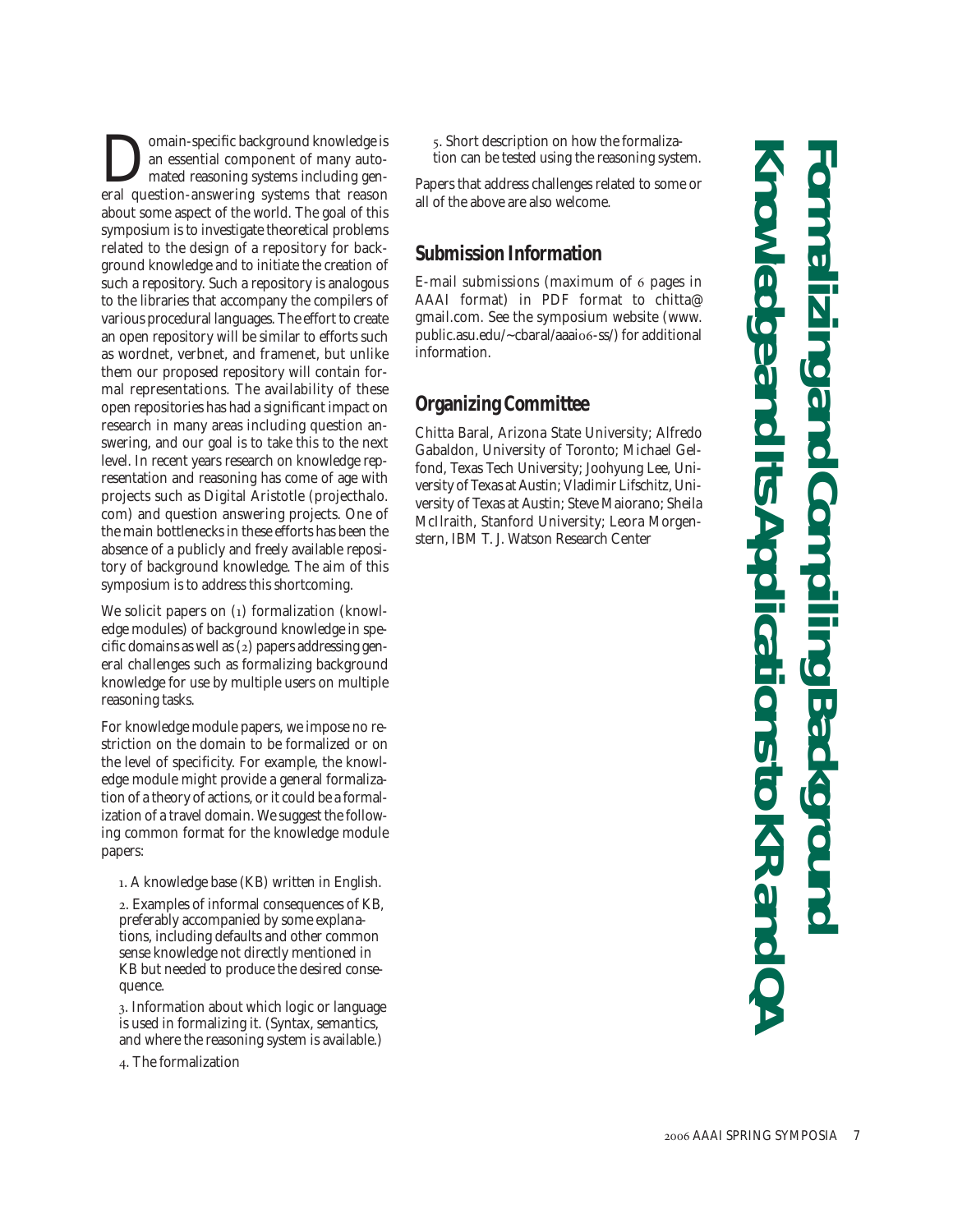# Formalizing and Compiling Background Knowledge and Its Applications to KR and QA

Domain-specific background knowledge is an essential component of many automated reasoning systems including general question-answering systems that reason about some aspect of the world. The goal of this symposium is to investigate theoretical problems related to the design of a repository for background knowledge and to initiate the creation of such a repository. Such a repository is analogous to the libraries that accompany the compilers of various procedural languages. The effort to create an open repository will be similar to efforts such as wordnet, verbnet, and framenet, but unlike them our proposed repository will contain formal representations. The availability of these open repositories has had a significant impact on research in many areas including question answering, and our goal is to take this to the next level. In recent years research on knowledge representation and reasoning has come of age with projects such as Digital Aristotle (projecthalo.com) and question answering projects. One of the main bottlenecks in these efforts has been the absence of a publicly and freely available repository of background knowledge. The aim of this symposium is to address this shortcoming.

We solicit papers on (1) formalization (knowledge modules) of background knowledge in specific domains as well as (2) papers addressing general challenges such as formalizing background knowledge for use by multiple users on multiple reasoning tasks.

For knowledge module papers, we impose no restriction on the domain to be formalized or on the level of specificity. For example, the knowledge module might provide a general formalization of a theory of actions, or it could be a formalization of a travel domain. We suggest the following common format for the knowledge module papers:

1. A knowledge base (KB) written in English.
2. Examples of informal consequences of KB, preferably accompanied by some explanations, including defaults and other common sense knowledge not directly mentioned in KB but needed to produce the desired consequence.
3. Information about which logic or language is used in formalizing it. (Syntax, semantics, and where the reasoning system is available.)
4. The formalization
5. Short description on how the formalization can be tested using the reasoning system.

Papers that address challenges related to some or all of the above are also welcome.

## Submission Information

E-mail submissions (maximum of 6 pages in AAAI format) in PDF format to chitta@gmail.com. See the symposium website (www.public.asu.edu/~cbaral/aaai06-ss/) for additional information.

## Organizing Committee

Chitta Baral, Arizona State University; Alfredo Gabaldon, University of Toronto; Michael Gelfond, Texas Tech University; Joohyung Lee, University of Texas at Austin; Vladimir Lifschitz, University of Texas at Austin; Steve Maiorano; Sheila McIlraith, Stanford University; Leora Morgenstern, IBM T. J. Watson Research Center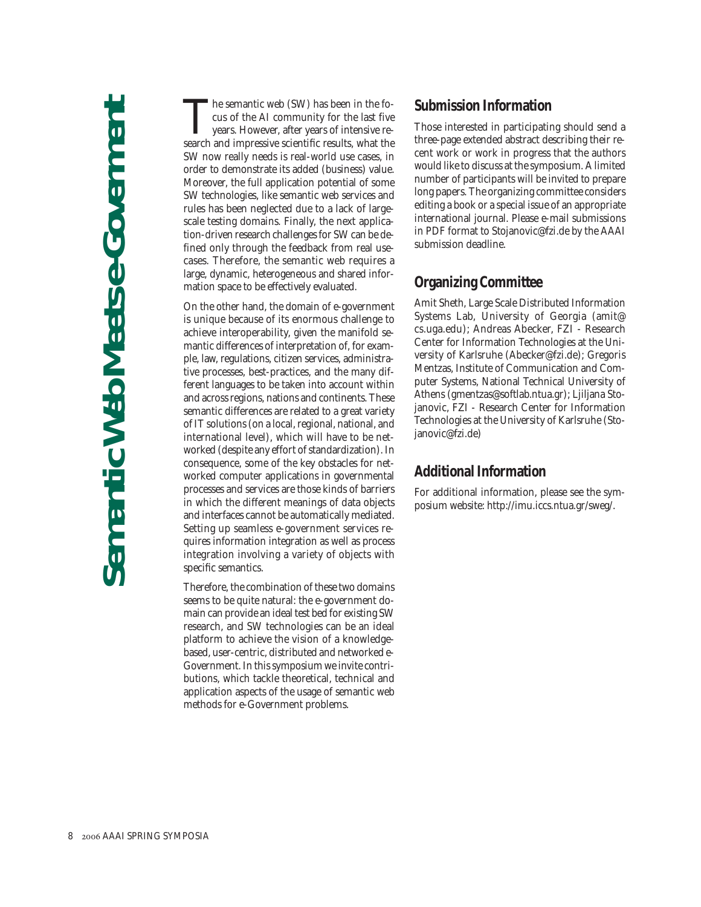# Semantic Web Meets e-Government

The semantic web (SW) has been in the focus of the AI community for the last five years. However, after years of intensive research and impressive scientific results, what the SW now really needs is real-world use cases, in order to demonstrate its added (business) value. Moreover, the full application potential of some SW technologies, like semantic web services and rules has been neglected due to a lack of large-scale testing domains. Finally, the next application-driven research challenges for SW can be defined only through the feedback from real use-cases. Therefore, the semantic web requires a large, dynamic, heterogeneous and shared information space to be effectively evaluated.

On the other hand, the domain of e-government is unique because of its enormous challenge to achieve interoperability, given the manifold semantic differences of interpretation of, for example, law, regulations, citizen services, administrative processes, best-practices, and the many different languages to be taken into account within and across regions, nations and continents. These semantic differences are related to a great variety of IT solutions (on a local, regional, national, and international level), which will have to be networked (despite any effort of standardization). In consequence, some of the key obstacles for networked computer applications in governmental processes and services are those kinds of barriers in which the different meanings of data objects and interfaces cannot be automatically mediated. Setting up seamless e-government services requires information integration as well as process integration involving a variety of objects with specific semantics.

Therefore, the combination of these two domains seems to be quite natural: the e-government domain can provide an ideal test bed for existing SW research, and SW technologies can be an ideal platform to achieve the vision of a knowledge-based, user-centric, distributed and networked e-Government. In this symposium we invite contributions, which tackle theoretical, technical and application aspects of the usage of semantic web methods for e-Government problems.

## Submission Information

Those interested in participating should send a three-page extended abstract describing their recent work or work in progress that the authors would like to discuss at the symposium. A limited number of participants will be invited to prepare long papers. The organizing committee considers editing a book or a special issue of an appropriate international journal. Please e-mail submissions in PDF format to Stojanovic@fzi.de by the AAAI submission deadline.

## Organizing Committee

Amit Sheth, Large Scale Distributed Information Systems Lab, University of Georgia (amit@cs.uga.edu); Andreas Abecker, FZI - Research Center for Information Technologies at the University of Karlsruhe (Abecker@fzi.de); Gregoris Mentzas, Institute of Communication and Computer Systems, National Technical University of Athens (gmentzas@softlab.ntua.gr); Ljiljana Stojanovic, FZI - Research Center for Information Technologies at the University of Karlsruhe (Stojanovic@fzi.de)

## Additional Information

For additional information, please see the symposium website: http://imu.iccs.ntua.gr/sweg/.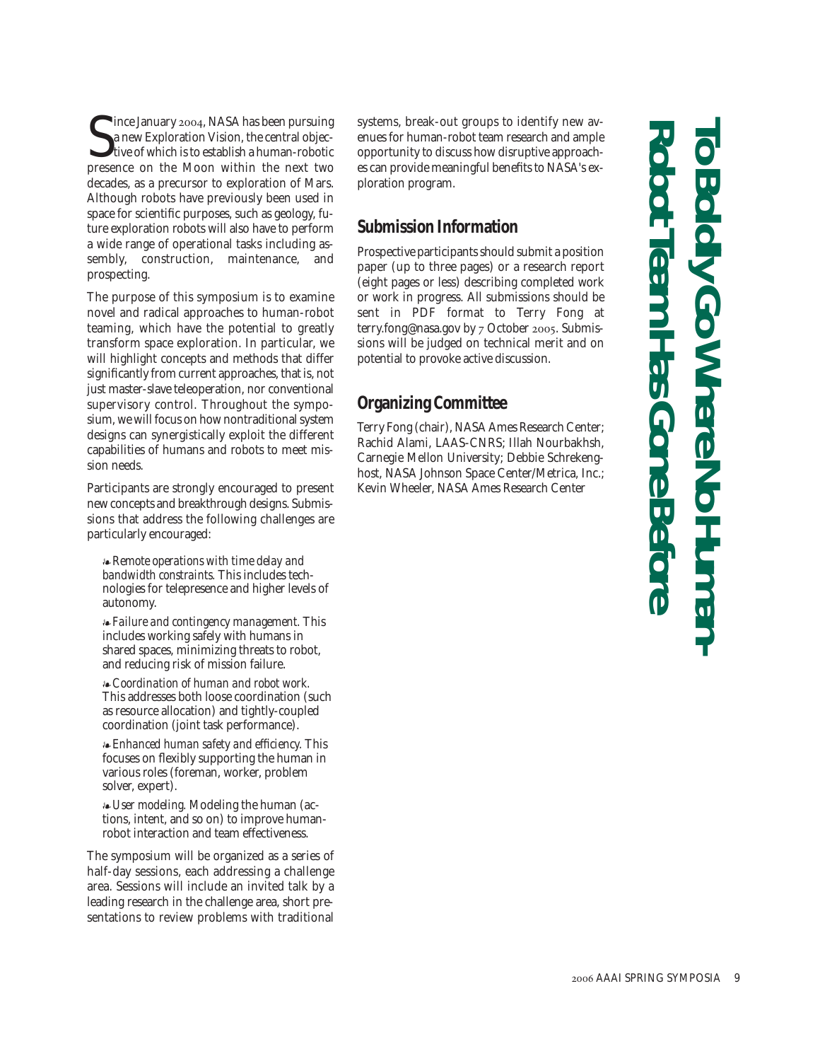# To Boldly Go Where No Human-Robot Team Has Gone Before

Since January 2004, NASA has been pursuing a new Exploration Vision, the central objective of which is to establish a human-robotic presence on the Moon within the next two decades, as a precursor to exploration of Mars. Although robots have previously been used in space for scientific purposes, such as geology, future exploration robots will also have to perform a wide range of operational tasks including assembly, construction, maintenance, and prospecting.

The purpose of this symposium is to examine novel and radical approaches to human-robot teaming, which have the potential to greatly transform space exploration. In particular, we will highlight concepts and methods that differ significantly from current approaches, that is, not just master-slave teleoperation, nor conventional supervisory control. Throughout the symposium, we will focus on how nontraditional system designs can synergistically exploit the different capabilities of humans and robots to meet mission needs.

Participants are strongly encouraged to present new concepts and breakthrough designs. Submissions that address the following challenges are particularly encouraged:

- *Remote operations with time delay and bandwidth constraints.* This includes technologies for telepresence and higher levels of autonomy.
- *Failure and contingency management.* This includes working safely with humans in shared spaces, minimizing threats to robot, and reducing risk of mission failure.
- *Coordination of human and robot work.* This addresses both loose coordination (such as resource allocation) and tightly-coupled coordination (joint task performance).
- *Enhanced human safety and efficiency.* This focuses on flexibly supporting the human in various roles (foreman, worker, problem solver, expert).
- *User modeling.* Modeling the human (actions, intent, and so on) to improve human-robot interaction and team effectiveness.

The symposium will be organized as a series of half-day sessions, each addressing a challenge area. Sessions will include an invited talk by a leading research in the challenge area, short presentations to review problems with traditional systems, break-out groups to identify new avenues for human-robot team research and ample opportunity to discuss how disruptive approaches can provide meaningful benefits to NASA's exploration program.

## Submission Information

Prospective participants should submit a position paper (up to three pages) or a research report (eight pages or less) describing completed work or work in progress. All submissions should be sent in PDF format to Terry Fong at terry.fong@nasa.gov by 7 October 2005. Submissions will be judged on technical merit and on potential to provoke active discussion.

## Organizing Committee

Terry Fong (chair), NASA Ames Research Center; Rachid Alami, LAAS-CNRS; Illah Nourbakhsh, Carnegie Mellon University; Debbie Schrekenghost, NASA Johnson Space Center/Metrica, Inc.; Kevin Wheeler, NASA Ames Research Center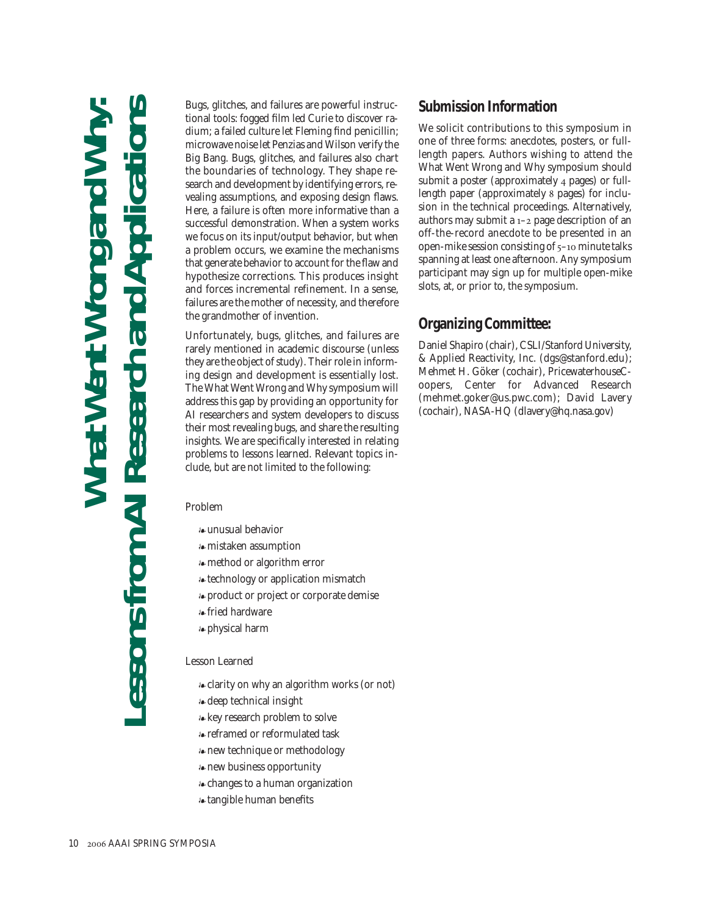# What Went Wrong and Why: Lessons from AI Research and Applications

Bugs, glitches, and failures are powerful instructional tools: fogged film led Curie to discover radium; a failed culture let Fleming find penicillin; microwave noise let Penzias and Wilson verify the Big Bang. Bugs, glitches, and failures also chart the boundaries of technology. They shape research and development by identifying errors, revealing assumptions, and exposing design flaws. Here, a failure is often more informative than a successful demonstration. When a system works we focus on its input/output behavior, but when a problem occurs, we examine the mechanisms that generate behavior to account for the flaw and hypothesize corrections. This produces insight and forces incremental refinement. In a sense, failures are the mother of necessity, and therefore the grandmother of invention.

Unfortunately, bugs, glitches, and failures are rarely mentioned in academic discourse (unless they are the object of study). Their role in informing design and development is essentially lost. The What Went Wrong and Why symposium will address this gap by providing an opportunity for AI researchers and system developers to discuss their most revealing bugs, and share the resulting insights. We are specifically interested in relating problems to lessons learned. Relevant topics include, but are not limited to the following:

Problem

- unusual behavior
- mistaken assumption
- method or algorithm error
- technology or application mismatch
- product or project or corporate demise
- fried hardware
- physical harm

Lesson Learned

- clarity on why an algorithm works (or not)
- deep technical insight
- key research problem to solve
- reframed or reformulated task
- new technique or methodology
- new business opportunity
- changes to a human organization
- tangible human benefits

## Submission Information

We solicit contributions to this symposium in one of three forms: anecdotes, posters, or full-length papers. Authors wishing to attend the What Went Wrong and Why symposium should submit a poster (approximately 4 pages) or full-length paper (approximately 8 pages) for inclusion in the technical proceedings. Alternatively, authors may submit a 1–2 page description of an off-the-record anecdote to be presented in an open-mike session consisting of 5–10 minute talks spanning at least one afternoon. Any symposium participant may sign up for multiple open-mike slots, at, or prior to, the symposium.

## Organizing Committee:

Daniel Shapiro (chair), CSLI/Stanford University, & Applied Reactivity, Inc. (dgs@stanford.edu); Mehmet H. Göker (cochair), PricewaterhouseCoopers, Center for Advanced Research (mehmet.goker@us.pwc.com); David Lavery (cochair), NASA-HQ (dlavery@hq.nasa.gov)